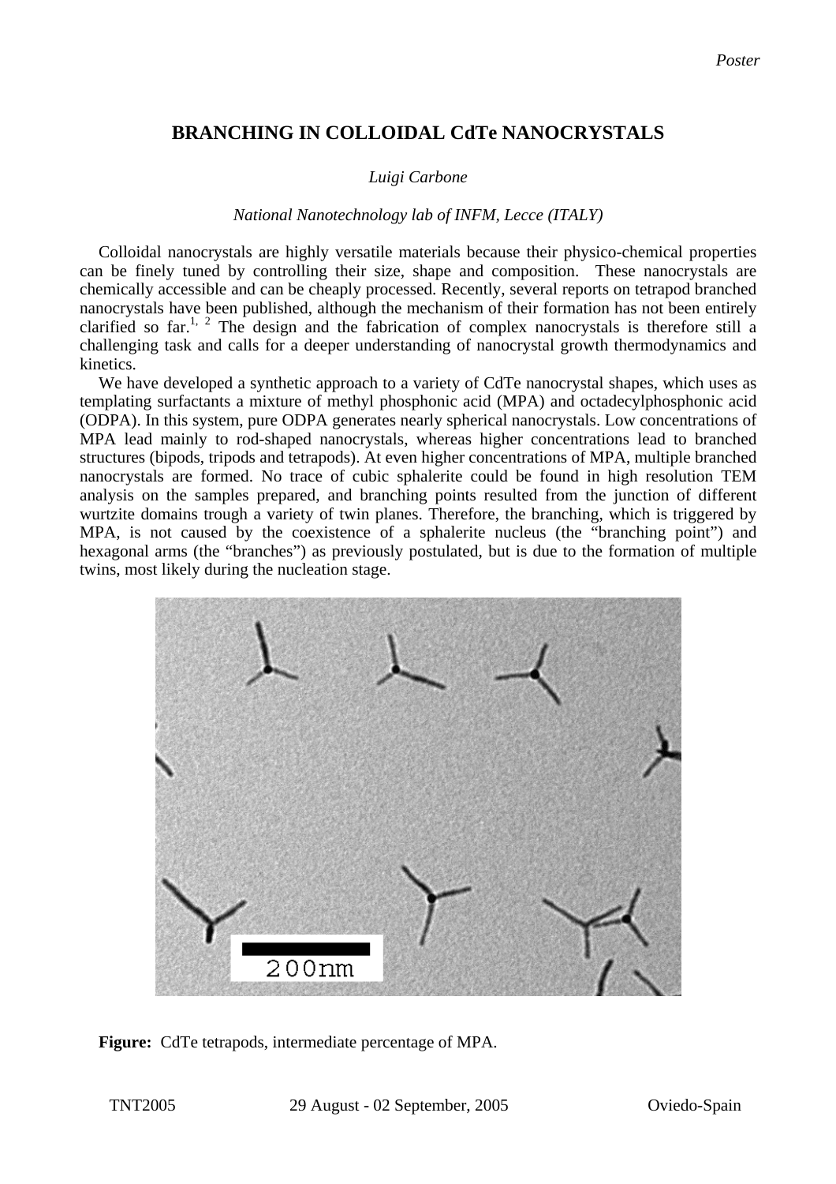Poster

# BRANCHING IN COLLOIDAL CdTe NANOCRYSTALS

*Luigi Carbone*

*National Nanotechnology lab of INFM, Lecce (ITALY)*

Colloidal nanocrystals are highly versatile materials because their physico-chemical properties can be finely tuned by controlling their size, shape and composition. These nanocrystals are chemically accessible and can be cheaply processed. Recently, several reports on tetrapod branched nanocrystals have been published, although the mechanism of their formation has not been entirely clarified so far.[1, 2] The design and the fabrication of complex nanocrystals is therefore still a challenging task and calls for a deeper understanding of nanocrystal growth thermodynamics and kinetics.

We have developed a synthetic approach to a variety of CdTe nanocrystal shapes, which uses as templating surfactants a mixture of methyl phosphonic acid (MPA) and octadecylphosphonic acid (ODPA). In this system, pure ODPA generates nearly spherical nanocrystals. Low concentrations of MPA lead mainly to rod-shaped nanocrystals, whereas higher concentrations lead to branched structures (bipods, tripods and tetrapods). At even higher concentrations of MPA, multiple branched nanocrystals are formed. No trace of cubic sphalerite could be found in high resolution TEM analysis on the samples prepared, and branching points resulted from the junction of different wurtzite domains trough a variety of twin planes. Therefore, the branching, which is triggered by MPA, is not caused by the coexistence of a sphalerite nucleus (the "branching point") and hexagonal arms (the "branches") as previously postulated, but is due to the formation of multiple twins, most likely during the nucleation stage.

**Figure:** CdTe tetrapods, intermediate percentage of MPA.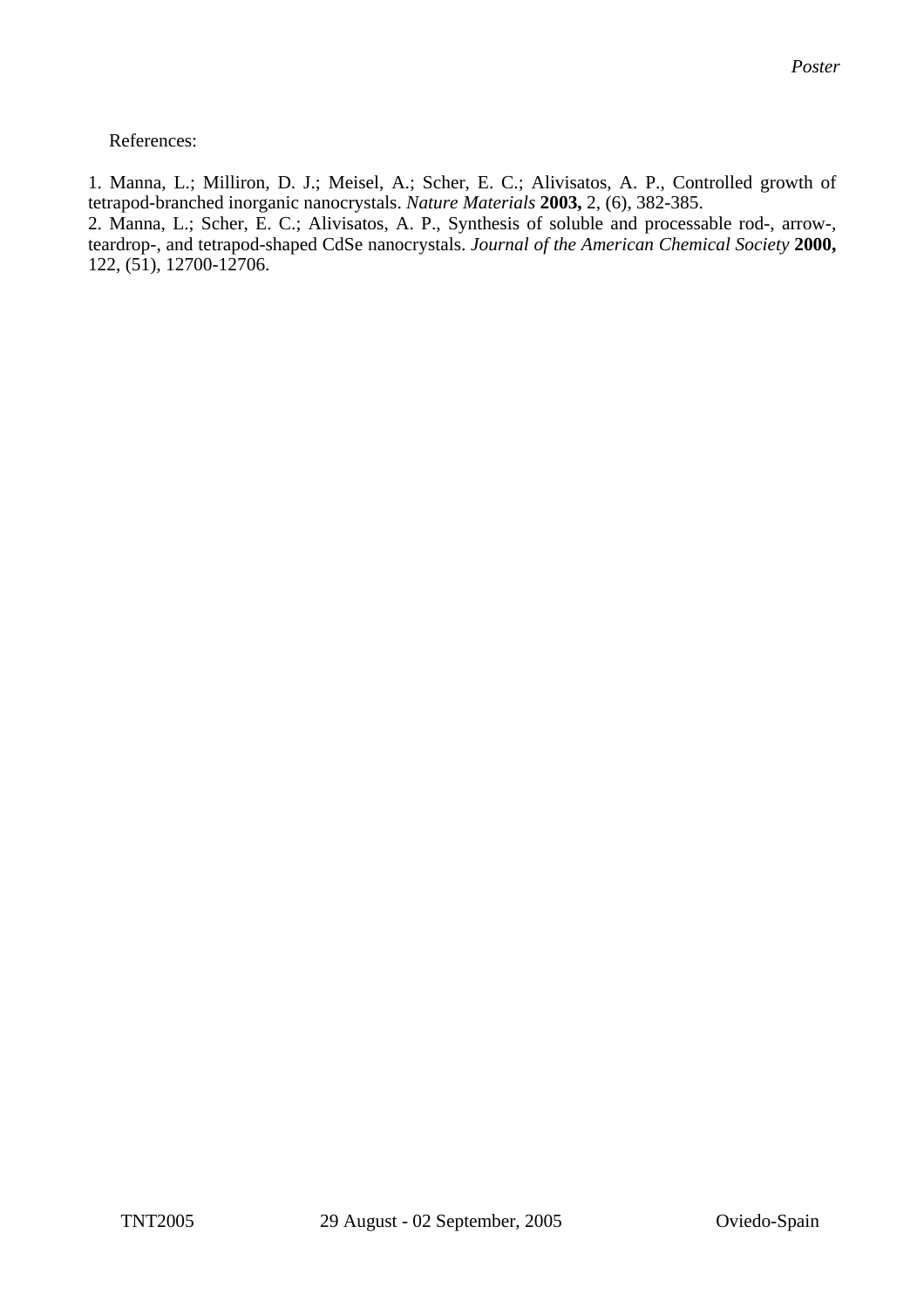References:

1. Manna, L.; Milliron, D. J.; Meisel, A.; Scher, E. C.; Alivisatos, A. P., Controlled growth of tetrapod-branched inorganic nanocrystals. *Nature Materials* **2003,** 2, (6), 382-385.
2. Manna, L.; Scher, E. C.; Alivisatos, A. P., Synthesis of soluble and processable rod-, arrow-, teardrop-, and tetrapod-shaped CdSe nanocrystals. *Journal of the American Chemical Society* **2000,** 122, (51), 12700-12706.